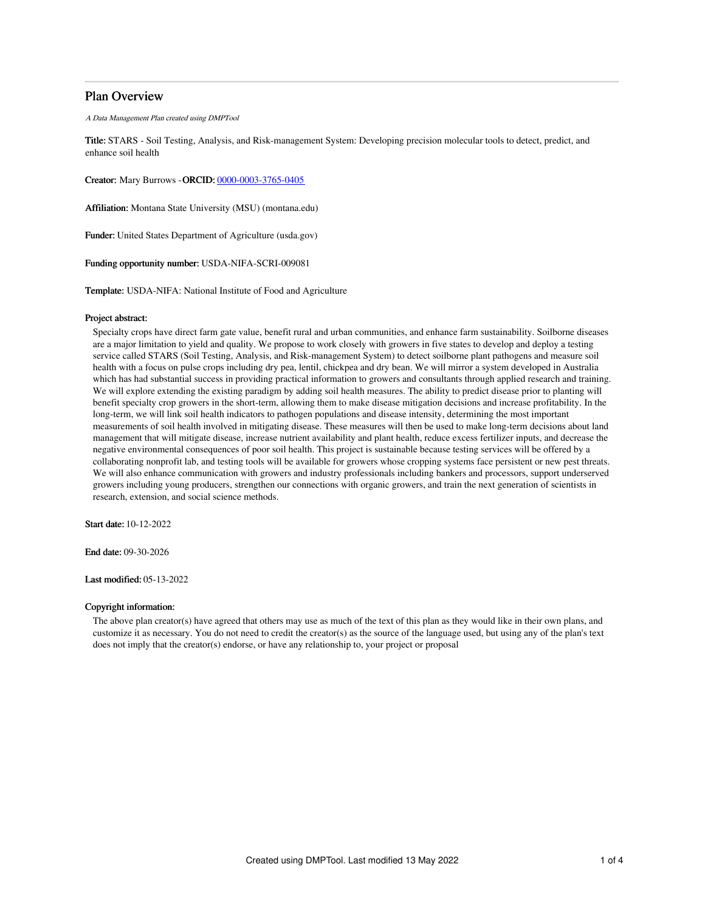# Plan Overview

*A Data Management Plan created using DMPTool*

**Title:** STARS - Soil Testing, Analysis, and Risk-management System: Developing precision molecular tools to detect, predict, and enhance soil health

**Creator:** Mary Burrows -**ORCID:** 0000-0003-3765-0405

**Affiliation:** Montana State University (MSU) (montana.edu)

**Funder:** United States Department of Agriculture (usda.gov)

**Funding opportunity number:** USDA-NIFA-SCRI-009081

**Template:** USDA-NIFA: National Institute of Food and Agriculture

**Project abstract:**

Specialty crops have direct farm gate value, benefit rural and urban communities, and enhance farm sustainability. Soilborne diseases are a major limitation to yield and quality. We propose to work closely with growers in five states to develop and deploy a testing service called STARS (Soil Testing, Analysis, and Risk-management System) to detect soilborne plant pathogens and measure soil health with a focus on pulse crops including dry pea, lentil, chickpea and dry bean. We will mirror a system developed in Australia which has had substantial success in providing practical information to growers and consultants through applied research and training. We will explore extending the existing paradigm by adding soil health measures. The ability to predict disease prior to planting will benefit specialty crop growers in the short-term, allowing them to make disease mitigation decisions and increase profitability. In the long-term, we will link soil health indicators to pathogen populations and disease intensity, determining the most important measurements of soil health involved in mitigating disease. These measures will then be used to make long-term decisions about land management that will mitigate disease, increase nutrient availability and plant health, reduce excess fertilizer inputs, and decrease the negative environmental consequences of poor soil health. This project is sustainable because testing services will be offered by a collaborating nonprofit lab, and testing tools will be available for growers whose cropping systems face persistent or new pest threats. We will also enhance communication with growers and industry professionals including bankers and processors, support underserved growers including young producers, strengthen our connections with organic growers, and train the next generation of scientists in research, extension, and social science methods.

**Start date:** 10-12-2022

**End date:** 09-30-2026

**Last modified:** 05-13-2022

**Copyright information:**

The above plan creator(s) have agreed that others may use as much of the text of this plan as they would like in their own plans, and customize it as necessary. You do not need to credit the creator(s) as the source of the language used, but using any of the plan's text does not imply that the creator(s) endorse, or have any relationship to, your project or proposal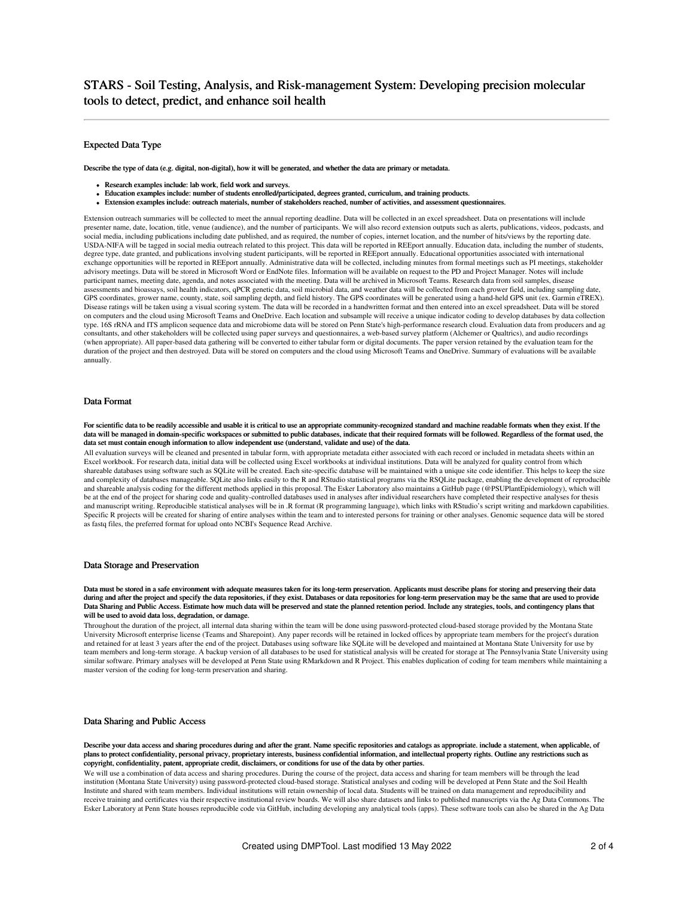# STARS - Soil Testing, Analysis, and Risk-management System: Developing precision molecular tools to detect, predict, and enhance soil health

## Expected Data Type

**Describe the type of data (e.g. digital, non-digital), how it will be generated, and whether the data are primary or metadata.**

- **Research examples include: lab work, field work and surveys.**
- **Education examples include: number of students enrolled/participated, degrees granted, curriculum, and training products.**
- **Extension examples include: outreach materials, number of stakeholders reached, number of activities, and assessment questionnaires.**

Extension outreach summaries will be collected to meet the annual reporting deadline. Data will be collected in an excel spreadsheet. Data on presentations will include presenter name, date, location, title, venue (audience), and the number of participants. We will also record extension outputs such as alerts, publications, videos, podcasts, and social media, including publications including date published, and as required, the number of copies, internet location, and the number of hits/views by the reporting date. USDA-NIFA will be tagged in social media outreach related to this project. This data will be reported in REEport annually. Education data, including the number of students, degree type, date granted, and publications involving student participants, will be reported in REEport annually. Educational opportunities associated with international exchange opportunities will be reported in REEport annually. Administrative data will be collected, including minutes from formal meetings such as PI meetings, stakeholder advisory meetings. Data will be stored in Microsoft Word or EndNote files. Information will be available on request to the PD and Project Manager. Notes will include participant names, meeting date, agenda, and notes associated with the meeting. Data will be archived in Microsoft Teams. Research data from soil samples, disease assessments and bioassays, soil health indicators, qPCR genetic data, soil microbial data, and weather data will be collected from each grower field, including sampling date, GPS coordinates, grower name, county, state, soil sampling depth, and field history. The GPS coordinates will be generated using a hand-held GPS unit (ex. Garmin eTREX). Disease ratings will be taken using a visual scoring system. The data will be recorded in a handwritten format and then entered into an excel spreadsheet. Data will be stored on computers and the cloud using Microsoft Teams and OneDrive. Each location and subsample will receive a unique indicator coding to develop databases by data collection type. 16S rRNA and ITS amplicon sequence data and microbiome data will be stored on Penn State's high-performance research cloud. Evaluation data from producers and ag consultants, and other stakeholders will be collected using paper surveys and questionnaires, a web-based survey platform (Alchemer or Qualtrics), and audio recordings (when appropriate). All paper-based data gathering will be converted to either tabular form or digital documents. The paper version retained by the evaluation team for the duration of the project and then destroyed. Data will be stored on computers and the cloud using Microsoft Teams and OneDrive. Summary of evaluations will be available annually.

## Data Format

**For scientific data to be readily accessible and usable it is critical to use an appropriate community-recognized standard and machine readable formats when they exist. If the data will be managed in domain-specific workspaces or submitted to public databases, indicate that their required formats will be followed. Regardless of the format used, the data set must contain enough information to allow independent use (understand, validate and use) of the data.**

All evaluation surveys will be cleaned and presented in tabular form, with appropriate metadata either associated with each record or included in metadata sheets within an Excel workbook. For research data, initial data will be collected using Excel workbooks at individual institutions. Data will be analyzed for quality control from which shareable databases using software such as SQLite will be created. Each site-specific database will be maintained with a unique site code identifier. This helps to keep the size and complexity of databases manageable. SQLite also links easily to the R and RStudio statistical programs via the RSQLite package, enabling the development of reproducible and shareable analysis coding for the different methods applied in this proposal. The Esker Laboratory also maintains a GitHub page (@PSUPlantEpidemiology), which will be at the end of the project for sharing code and quality-controlled databases used in analyses after individual researchers have completed their respective analyses for thesis and manuscript writing. Reproducible statistical analyses will be in .R format (R programming language), which links with RStudio's script writing and markdown capabilities. Specific R projects will be created for sharing of entire analyses within the team and to interested persons for training or other analyses. Genomic sequence data will be stored as fastq files, the preferred format for upload onto NCBI's Sequence Read Archive.

## Data Storage and Preservation

**Data must be stored in a safe environment with adequate measures taken for its long-term preservation. Applicants must describe plans for storing and preserving their data during and after the project and specify the data repositories, if they exist. Databases or data repositories for long-term preservation may be the same that are used to provide Data Sharing and Public Access. Estimate how much data will be preserved and state the planned retention period. Include any strategies, tools, and contingency plans that will be used to avoid data loss, degradation, or damage.**

Throughout the duration of the project, all internal data sharing within the team will be done using password-protected cloud-based storage provided by the Montana State University Microsoft enterprise license (Teams and Sharepoint). Any paper records will be retained in locked offices by appropriate team members for the project's duration and retained for at least 3 years after the end of the project. Databases using software like SQLite will be developed and maintained at Montana State University for use by team members and long-term storage. A backup version of all databases to be used for statistical analysis will be created for storage at The Pennsylvania State University using similar software. Primary analyses will be developed at Penn State using RMarkdown and R Project. This enables duplication of coding for team members while maintaining a master version of the coding for long-term preservation and sharing.

## Data Sharing and Public Access

**Describe your data access and sharing procedures during and after the grant. Name specific repositories and catalogs as appropriate. include a statement, when applicable, of plans to protect confidentiality, personal privacy, proprietary interests, business confidential information, and intellectual property rights. Outline any restrictions such as copyright, confidentiality, patent, appropriate credit, disclaimers, or conditions for use of the data by other parties.**

We will use a combination of data access and sharing procedures. During the course of the project, data access and sharing for team members will be through the lead institution (Montana State University) using password-protected cloud-based storage. Statistical analyses and coding will be developed at Penn State and the Soil Health Institute and shared with team members. Individual institutions will retain ownership of local data. Students will be trained on data management and reproducibility and receive training and certificates via their respective institutional review boards. We will also share datasets and links to published manuscripts via the Ag Data Commons. The Esker Laboratory at Penn State houses reproducible code via GitHub, including developing any analytical tools (apps). These software tools can also be shared in the Ag Data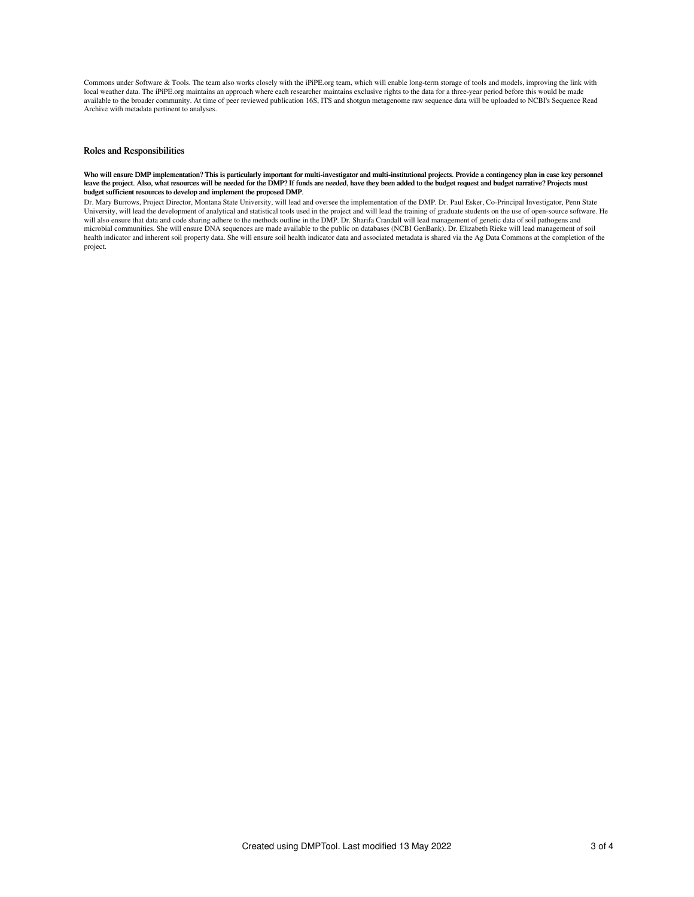Commons under Software & Tools. The team also works closely with the iPiPE.org team, which will enable long-term storage of tools and models, improving the link with local weather data. The iPiPE.org maintains an approach where each researcher maintains exclusive rights to the data for a three-year period before this would be made available to the broader community. At time of peer reviewed publication 16S, ITS and shotgun metagenome raw sequence data will be uploaded to NCBI's Sequence Read Archive with metadata pertinent to analyses.

## Roles and Responsibilities

**Who will ensure DMP implementation? This is particularly important for multi-investigator and multi-institutional projects. Provide a contingency plan in case key personnel leave the project. Also, what resources will be needed for the DMP? If funds are needed, have they been added to the budget request and budget narrative? Projects must budget sufficient resources to develop and implement the proposed DMP.**

Dr. Mary Burrows, Project Director, Montana State University, will lead and oversee the implementation of the DMP. Dr. Paul Esker, Co-Principal Investigator, Penn State University, will lead the development of analytical and statistical tools used in the project and will lead the training of graduate students on the use of open-source software. He will also ensure that data and code sharing adhere to the methods outline in the DMP. Dr. Sharifa Crandall will lead management of genetic data of soil pathogens and microbial communities. She will ensure DNA sequences are made available to the public on databases (NCBI GenBank). Dr. Elizabeth Rieke will lead management of soil health indicator and inherent soil property data. She will ensure soil health indicator data and associated metadata is shared via the Ag Data Commons at the completion of the project.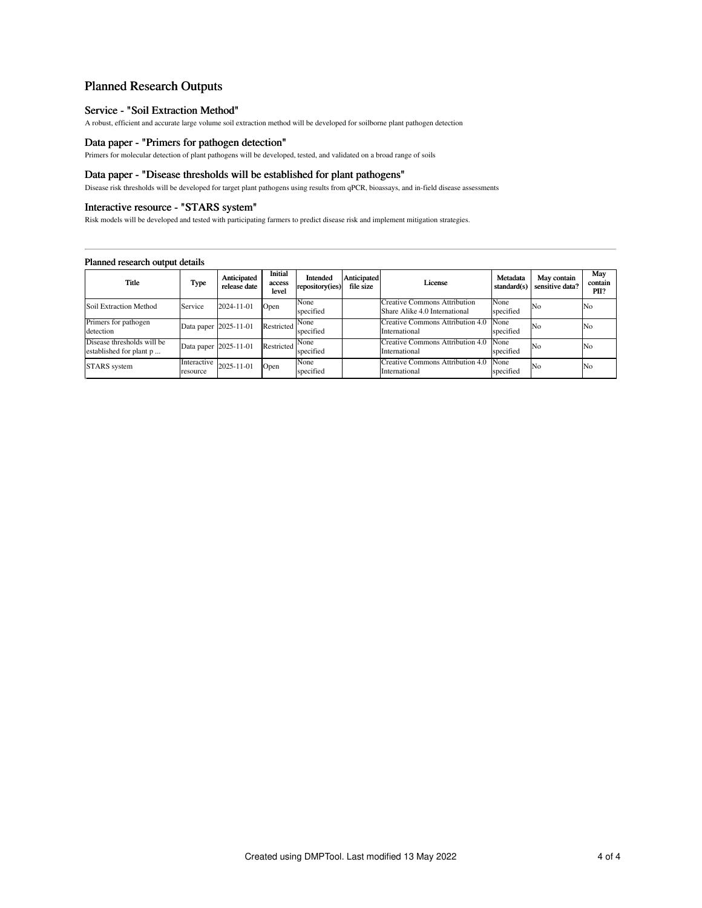## Planned Research Outputs

### Service - "Soil Extraction Method"

A robust, efficient and accurate large volume soil extraction method will be developed for soilborne plant pathogen detection

### Data paper - "Primers for pathogen detection"

Primers for molecular detection of plant pathogens will be developed, tested, and validated on a broad range of soils

### Data paper - "Disease thresholds will be established for plant pathogens"

Disease risk thresholds will be developed for target plant pathogens using results from qPCR, bioassays, and in-field disease assessments

### Interactive resource - "STARS system"

Risk models will be developed and tested with participating farmers to predict disease risk and implement mitigation strategies.

---

#### Planned research output details

| Title | Type | Anticipated release date | Initial access level | Intended repository(ies) | Anticipated file size | License | Metadata standard(s) | May contain sensitive data? | May contain PII? |
|---|---|---|---|---|---|---|---|---|---|
| Soil Extraction Method | Service | 2024-11-01 | Open | None specified | | Creative Commons Attribution Share Alike 4.0 International | None specified | No | No |
| Primers for pathogen detection | Data paper | 2025-11-01 | Restricted | None specified | | Creative Commons Attribution 4.0 International | None specified | No | No |
| Disease thresholds will be established for plant p ... | Data paper | 2025-11-01 | Restricted | None specified | | Creative Commons Attribution 4.0 International | None specified | No | No |
| STARS system | Interactive resource | 2025-11-01 | Open | None specified | | Creative Commons Attribution 4.0 International | None specified | No | No |